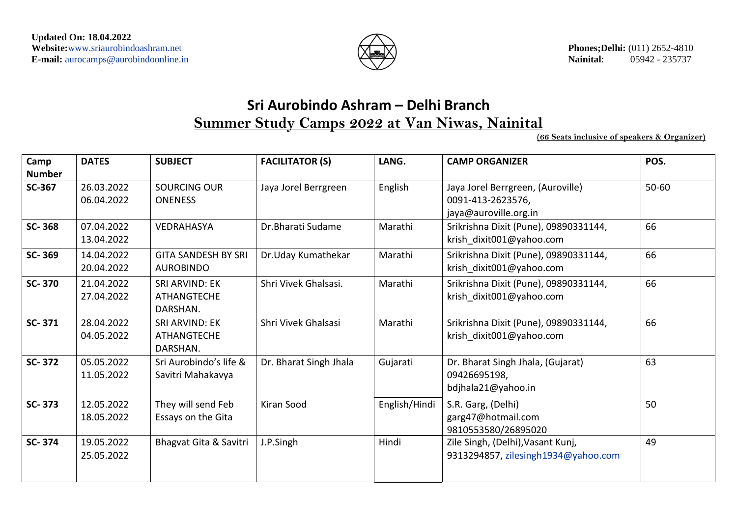**Updated On: 18.04.2022**
**Website:** www.sriaurobindoashram.net
**E-mail:** aurocamps@aurobindoonline.in

**Phones;Delhi:** (011) 2652-4810
**Nainital**: 05942 - 235737

# Sri Aurobindo Ashram – Delhi Branch

## Summer Study Camps 2022 at Van Niwas, Nainital

**(66 Seats inclusive of speakers & Organizer)**

| Camp Number | DATES | SUBJECT | FACILITATOR (S) | LANG. | CAMP ORGANIZER | POS. |
|---|---|---|---|---|---|---|
| **SC-367** | 26.03.2022<br>06.04.2022 | SOURCING OUR ONENESS | Jaya Jorel Berrgreen | English | Jaya Jorel Berrgreen, (Auroville)<br>0091-413-2623576,<br>jaya@auroville.org.in | 50-60 |
| **SC- 368** | 07.04.2022<br>13.04.2022 | VEDRAHASYA | Dr.Bharati Sudame | Marathi | Srikrishna Dixit (Pune), 09890331144,<br>krish_dixit001@yahoo.com | 66 |
| **SC- 369** | 14.04.2022<br>20.04.2022 | GITA SANDESH BY SRI AUROBINDO | Dr.Uday Kumathekar | Marathi | Srikrishna Dixit (Pune), 09890331144,<br>krish_dixit001@yahoo.com | 66 |
| **SC- 370** | 21.04.2022<br>27.04.2022 | SRI ARVIND: EK ATHANGTECHE DARSHAN. | Shri Vivek Ghalsasi. | Marathi | Srikrishna Dixit (Pune), 09890331144,<br>krish_dixit001@yahoo.com | 66 |
| **SC- 371** | 28.04.2022<br>04.05.2022 | SRI ARVIND: EK ATHANGTECHE DARSHAN. | Shri Vivek Ghalsasi | Marathi | Srikrishna Dixit (Pune), 09890331144,<br>krish_dixit001@yahoo.com | 66 |
| **SC- 372** | 05.05.2022<br>11.05.2022 | Sri Aurobindo's life & Savitri Mahakavya | Dr. Bharat Singh Jhala | Gujarati | Dr. Bharat Singh Jhala, (Gujarat)<br>09426695198,<br>bdjhala21@yahoo.in | 63 |
| **SC- 373** | 12.05.2022<br>18.05.2022 | They will send Feb Essays on the Gita | Kiran Sood | English/Hindi | S.R. Garg, (Delhi)<br>garg47@hotmail.com<br>9810553580/26895020 | 50 |
| **SC- 374** | 19.05.2022<br>25.05.2022 | Bhagvat Gita & Savitri | J.P.Singh | Hindi | Zile Singh, (Delhi),Vasant Kunj,<br>9313294857, zilesingh1934@yahoo.com | 49 |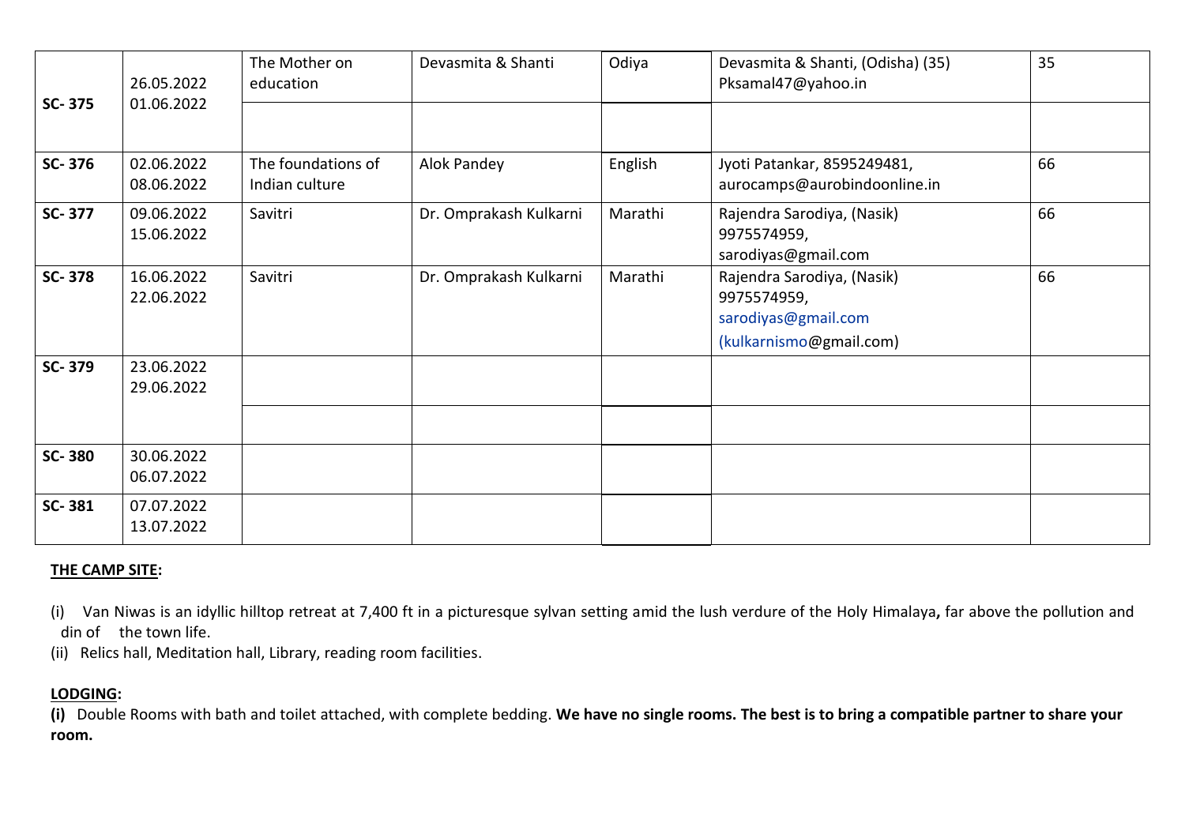| **SC- 375** | 26.05.2022<br>01.06.2022 | The Mother on education | Devasmita & Shanti | Odiya | Devasmita & Shanti, (Odisha) (35)<br>Pksamal47@yahoo.in | 35 |
|---|---|---|---|---|---|---|
| | | | | | | |
| **SC- 376** | 02.06.2022<br>08.06.2022 | The foundations of Indian culture | Alok Pandey | English | Jyoti Patankar, 8595249481,<br>aurocamps@aurobindoonline.in | 66 |
| **SC- 377** | 09.06.2022<br>15.06.2022 | Savitri | Dr. Omprakash Kulkarni | Marathi | Rajendra Sarodiya, (Nasik)<br>9975574959,<br>sarodiyas@gmail.com | 66 |
| **SC- 378** | 16.06.2022<br>22.06.2022 | Savitri | Dr. Omprakash Kulkarni | Marathi | Rajendra Sarodiya, (Nasik)<br>9975574959,<br>sarodiyas@gmail.com<br>(kulkarnismo@gmail.com) | 66 |
| **SC- 379** | 23.06.2022<br>29.06.2022 | | | | | |
| | | | | | | |
| **SC- 380** | 30.06.2022<br>06.07.2022 | | | | | |
| **SC- 381** | 07.07.2022<br>13.07.2022 | | | | | |

**THE CAMP SITE:**

(i) Van Niwas is an idyllic hilltop retreat at 7,400 ft in a picturesque sylvan setting amid the lush verdure of the Holy Himalaya**,** far above the pollution and din of the town life.

(ii) Relics hall, Meditation hall, Library, reading room facilities.

**LODGING:**

**(i)** Double Rooms with bath and toilet attached, with complete bedding. **We have no single rooms. The best is to bring a compatible partner to share your room.**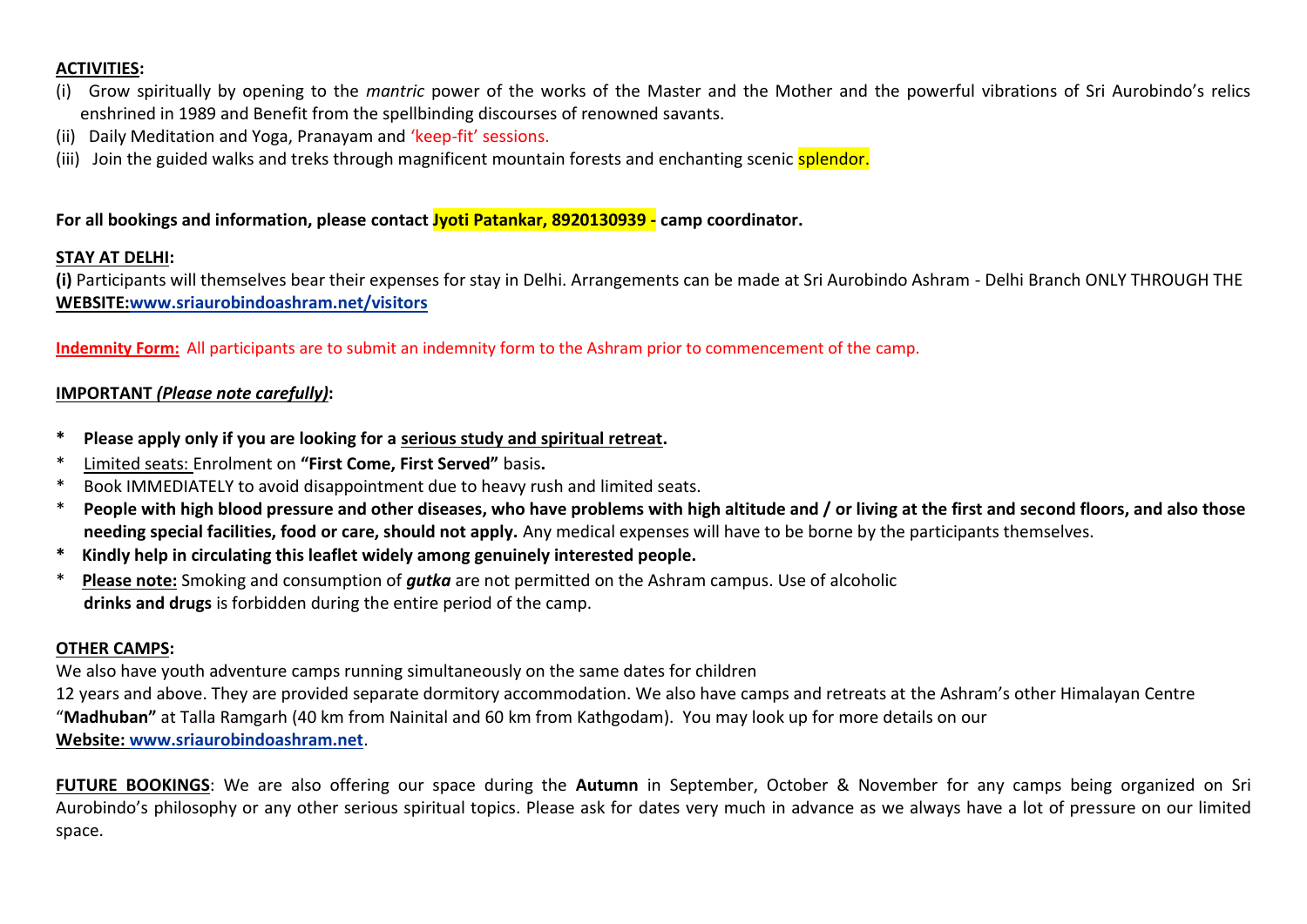**ACTIVITIES:**

(i) Grow spiritually by opening to the *mantric* power of the works of the Master and the Mother and the powerful vibrations of Sri Aurobindo's relics enshrined in 1989 and Benefit from the spellbinding discourses of renowned savants.

(ii) Daily Meditation and Yoga, Pranayam and 'keep-fit' sessions.

(iii) Join the guided walks and treks through magnificent mountain forests and enchanting scenic splendor.

**For all bookings and information, please contact Jyoti Patankar, 8920130939 - camp coordinator.**

**STAY AT DELHI:**

**(i)** Participants will themselves bear their expenses for stay in Delhi. Arrangements can be made at Sri Aurobindo Ashram - Delhi Branch ONLY THROUGH THE **WEBSITE:www.sriaurobindoashram.net/visitors**

**Indemnity Form:** All participants are to submit an indemnity form to the Ashram prior to commencement of the camp.

**IMPORTANT *(Please note carefully)*:**

* **Please apply only if you are looking for a serious study and spiritual retreat.**
* Limited seats: Enrolment on **"First Come, First Served"** basis**.**
* Book IMMEDIATELY to avoid disappointment due to heavy rush and limited seats.
* **People with high blood pressure and other diseases, who have problems with high altitude and / or living at the first and second floors, and also those needing special facilities, food or care, should not apply.** Any medical expenses will have to be borne by the participants themselves.
* **Kindly help in circulating this leaflet widely among genuinely interested people.**
* **Please note:** Smoking and consumption of ***gutka*** are not permitted on the Ashram campus. Use of alcoholic **drinks and drugs** is forbidden during the entire period of the camp.

**OTHER CAMPS:**

We also have youth adventure camps running simultaneously on the same dates for children 12 years and above. They are provided separate dormitory accommodation. We also have camps and retreats at the Ashram's other Himalayan Centre "**Madhuban"** at Talla Ramgarh (40 km from Nainital and 60 km from Kathgodam). You may look up for more details on our **Website: www.sriaurobindoashram.net**.

**FUTURE BOOKINGS**: We are also offering our space during the **Autumn** in September, October & November for any camps being organized on Sri Aurobindo's philosophy or any other serious spiritual topics. Please ask for dates very much in advance as we always have a lot of pressure on our limited space.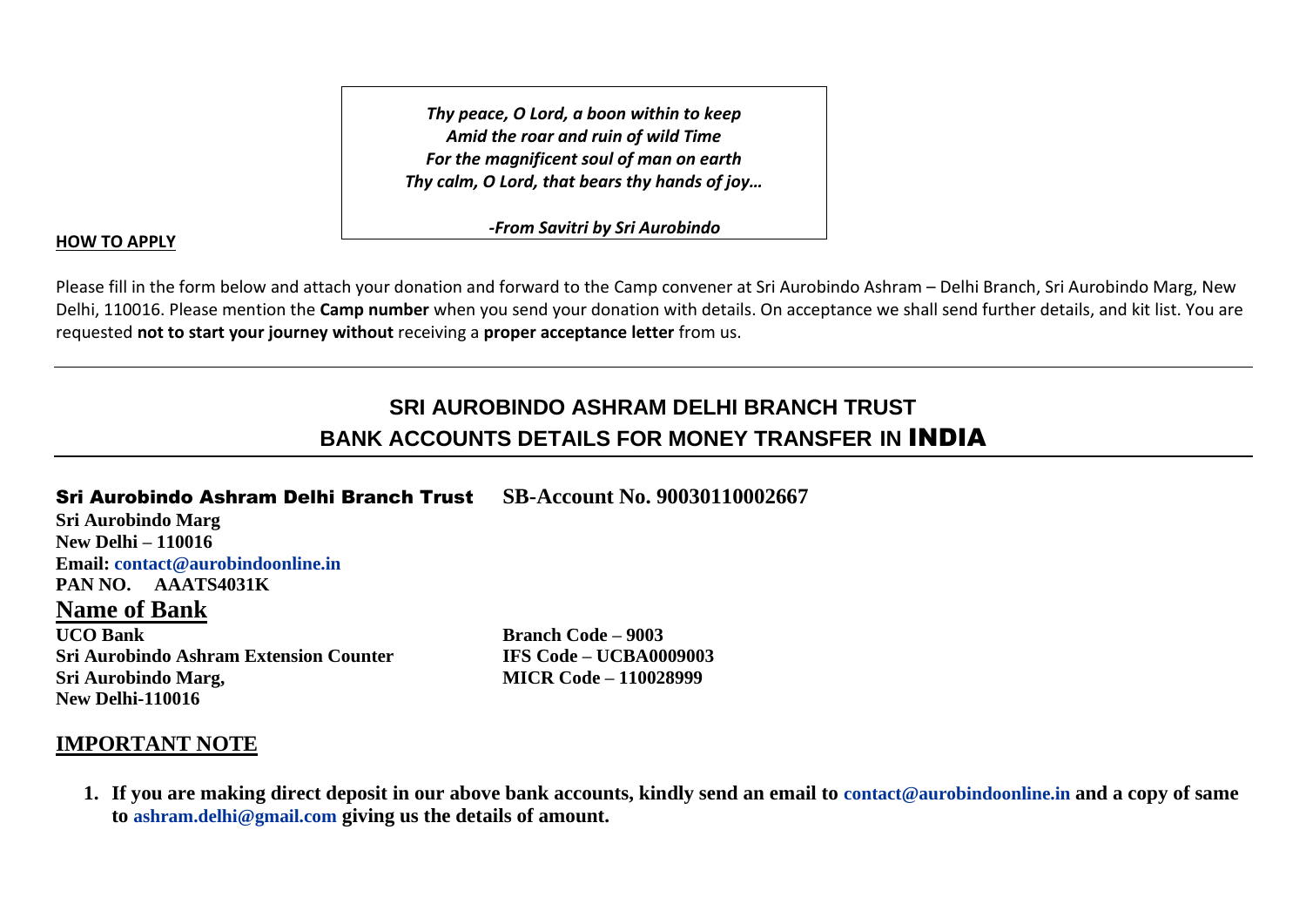> ***Thy peace, O Lord, a boon within to keep***
> ***Amid the roar and ruin of wild Time***
> ***For the magnificent soul of man on earth***
> ***Thy calm, O Lord, that bears thy hands of joy…***
>
> ***-From Savitri by Sri Aurobindo***

**HOW TO APPLY**

Please fill in the form below and attach your donation and forward to the Camp convener at Sri Aurobindo Ashram – Delhi Branch, Sri Aurobindo Marg, New Delhi, 110016. Please mention the **Camp number** when you send your donation with details. On acceptance we shall send further details, and kit list. You are requested **not to start your journey without** receiving a **proper acceptance letter** from us.

---

## SRI AUROBINDO ASHRAM DELHI BRANCH TRUST
## BANK ACCOUNTS DETAILS FOR MONEY TRANSFER IN INDIA

**Sri Aurobindo Ashram Delhi Branch Trust** **SB-Account No. 90030110002667**
**Sri Aurobindo Marg**
**New Delhi – 110016**
**Email: contact@aurobindoonline.in**
**PAN NO. AAATS4031K**

### Name of Bank

**UCO Bank**
**Sri Aurobindo Ashram Extension Counter**
**Sri Aurobindo Marg,**
**New Delhi-110016**

**Branch Code – 9003**
**IFS Code – UCBA0009003**
**MICR Code – 110028999**

### IMPORTANT NOTE

1. **If you are making direct deposit in our above bank accounts, kindly send an email to contact@aurobindoonline.in and a copy of same to ashram.delhi@gmail.com giving us the details of amount.**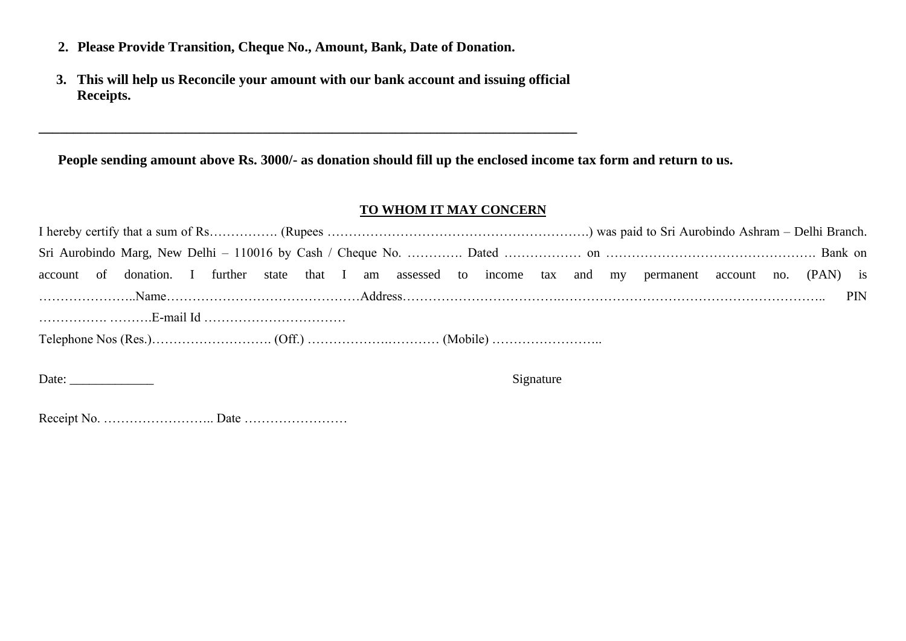2. **Please Provide Transition, Cheque No., Amount, Bank, Date of Donation.**

3. **This will help us Reconcile your amount with our bank account and issuing official Receipts.**

---

**People sending amount above Rs. 3000/- as donation should fill up the enclosed income tax form and return to us.**

**TO WHOM IT MAY CONCERN**

I hereby certify that a sum of Rs……………. (Rupees …………………………………………………….) was paid to Sri Aurobindo Ashram – Delhi Branch. Sri Aurobindo Marg, New Delhi – 110016 by Cash / Cheque No. …………. Dated ……………… on …………………………………………. Bank on account of donation. I further state that I am assessed to income tax and my permanent account no. (PAN) is …………………..Name………………………………………Address…………………………….…………………………………………………….. PIN ……………. ……….E-mail Id ……………………………

Telephone Nos (Res.)………………………. (Off.) …………….………… (Mobile) ……………………..

Date: ____________ Signature

Receipt No. …………………….. Date ……………………